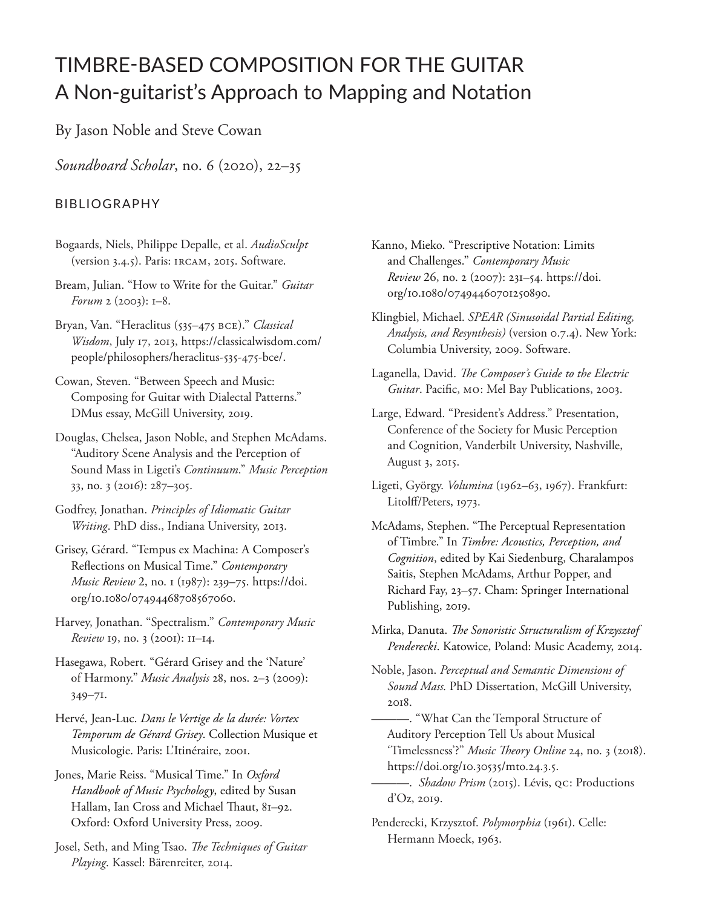# TIMBRE-BASED COMPOSITION FOR THE GUITAR
## A Non-guitarist's Approach to Mapping and Notation

By Jason Noble and Steve Cowan

*Soundboard Scholar*, no. 6 (2020), 22–35

### BIBLIOGRAPHY

Bogaards, Niels, Philippe Depalle, et al. *AudioSculpt* (version 3.4.5). Paris: IRCAM, 2015. Software.

Bream, Julian. "How to Write for the Guitar." *Guitar Forum* 2 (2003): 1–8.

Bryan, Van. "Heraclitus (535–475 BCE)." *Classical Wisdom*, July 17, 2013, https://classicalwisdom.com/people/philosophers/heraclitus-535-475-bce/.

Cowan, Steven. "Between Speech and Music: Composing for Guitar with Dialectal Patterns." DMus essay, McGill University, 2019.

Douglas, Chelsea, Jason Noble, and Stephen McAdams. "Auditory Scene Analysis and the Perception of Sound Mass in Ligeti's *Continuum*." *Music Perception* 33, no. 3 (2016): 287–305.

Godfrey, Jonathan. *Principles of Idiomatic Guitar Writing*. PhD diss., Indiana University, 2013.

Grisey, Gérard. "Tempus ex Machina: A Composer's Reflections on Musical Time." *Contemporary Music Review* 2, no. 1 (1987): 239–75. https://doi.org/10.1080/07494468708567060.

Harvey, Jonathan. "Spectralism." *Contemporary Music Review* 19, no. 3 (2001): 11–14.

Hasegawa, Robert. "Gérard Grisey and the 'Nature' of Harmony." *Music Analysis* 28, nos. 2–3 (2009): 349–71.

Hervé, Jean-Luc. *Dans le Vertige de la durée: Vortex Temporum de Gérard Grisey*. Collection Musique et Musicologie. Paris: L'Itinéraire, 2001.

Jones, Marie Reiss. "Musical Time." In *Oxford Handbook of Music Psychology*, edited by Susan Hallam, Ian Cross and Michael Thaut, 81–92. Oxford: Oxford University Press, 2009.

Josel, Seth, and Ming Tsao. *The Techniques of Guitar Playing*. Kassel: Bärenreiter, 2014.

Kanno, Mieko. "Prescriptive Notation: Limits and Challenges." *Contemporary Music Review* 26, no. 2 (2007): 231–54. https://doi.org/10.1080/07494460701250890.

Klingbiel, Michael. *SPEAR (Sinusoidal Partial Editing, Analysis, and Resynthesis)* (version 0.7.4). New York: Columbia University, 2009. Software.

Laganella, David. *The Composer's Guide to the Electric Guitar*. Pacific, MO: Mel Bay Publications, 2003.

Large, Edward. "President's Address." Presentation, Conference of the Society for Music Perception and Cognition, Vanderbilt University, Nashville, August 3, 2015.

Ligeti, György. *Volumina* (1962–63, 1967). Frankfurt: Litolff/Peters, 1973.

McAdams, Stephen. "The Perceptual Representation of Timbre." In *Timbre: Acoustics, Perception, and Cognition*, edited by Kai Siedenburg, Charalampos Saitis, Stephen McAdams, Arthur Popper, and Richard Fay, 23–57. Cham: Springer International Publishing, 2019.

Mirka, Danuta. *The Sonoristic Structuralism of Krzysztof Penderecki*. Katowice, Poland: Music Academy, 2014.

Noble, Jason. *Perceptual and Semantic Dimensions of Sound Mass.* PhD Dissertation, McGill University, 2018.

———. "What Can the Temporal Structure of Auditory Perception Tell Us about Musical 'Timelessness'?" *Music Theory Online* 24, no. 3 (2018). https://doi.org/10.30535/mto.24.3.5.

———. *Shadow Prism* (2015). Lévis, QC: Productions d'Oz, 2019.

Penderecki, Krzysztof. *Polymorphia* (1961). Celle: Hermann Moeck, 1963.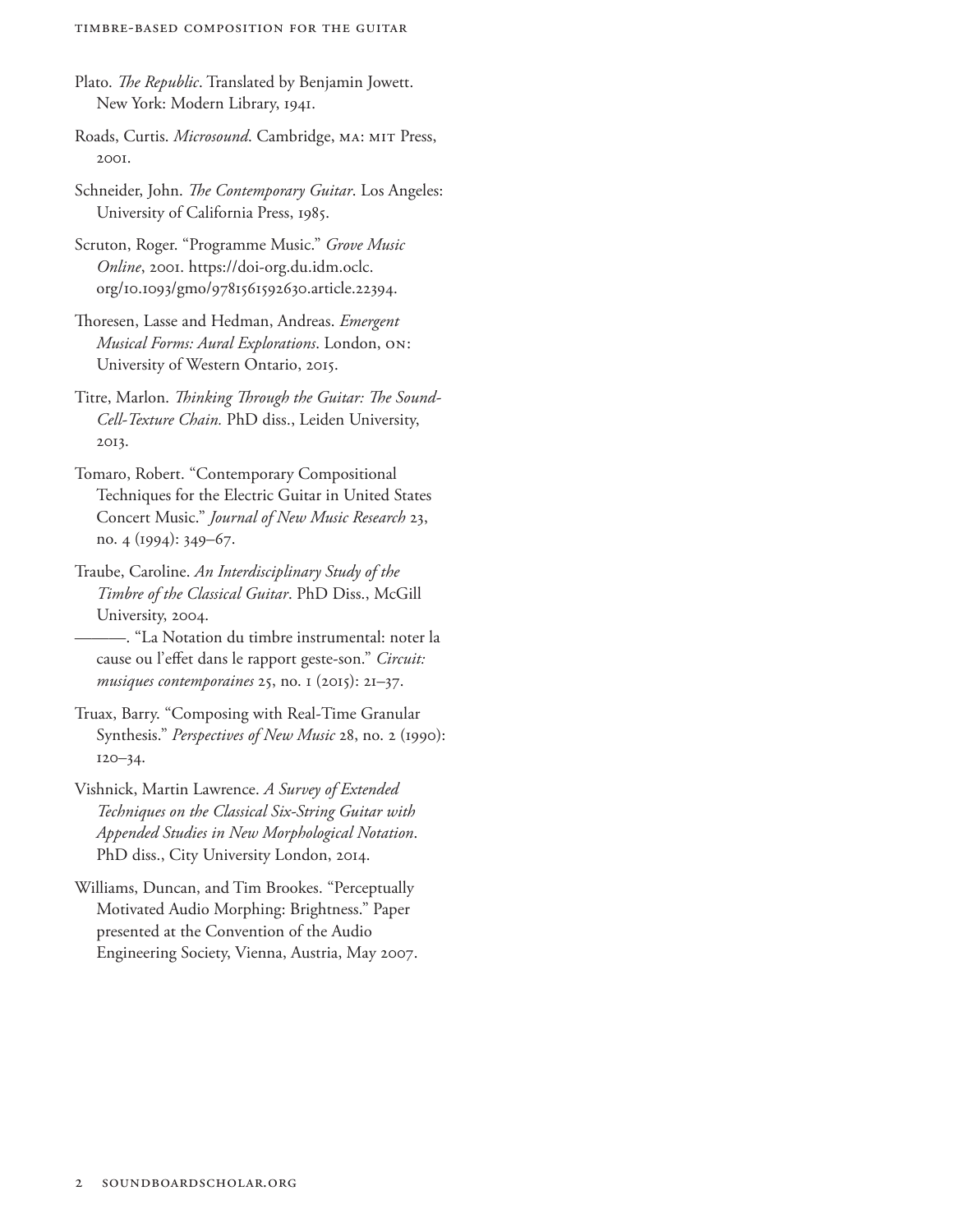Plato. *The Republic*. Translated by Benjamin Jowett. New York: Modern Library, 1941.

Roads, Curtis. *Microsound*. Cambridge, MA: MIT Press, 2001.

Schneider, John. *The Contemporary Guitar*. Los Angeles: University of California Press, 1985.

Scruton, Roger. "Programme Music." *Grove Music Online*, 2001. https://doi-org.du.idm.oclc.org/10.1093/gmo/9781561592630.article.22394.

Thoresen, Lasse and Hedman, Andreas. *Emergent Musical Forms: Aural Explorations*. London, ON: University of Western Ontario, 2015.

Titre, Marlon. *Thinking Through the Guitar: The Sound-Cell-Texture Chain.* PhD diss., Leiden University, 2013.

Tomaro, Robert. "Contemporary Compositional Techniques for the Electric Guitar in United States Concert Music." *Journal of New Music Research* 23, no. 4 (1994): 349–67.

Traube, Caroline. *An Interdisciplinary Study of the Timbre of the Classical Guitar*. PhD Diss., McGill University, 2004.

———. "La Notation du timbre instrumental: noter la cause ou l'effet dans le rapport geste-son." *Circuit: musiques contemporaines* 25, no. 1 (2015): 21–37.

Truax, Barry. "Composing with Real-Time Granular Synthesis." *Perspectives of New Music* 28, no. 2 (1990): 120–34.

Vishnick, Martin Lawrence. *A Survey of Extended Techniques on the Classical Six-String Guitar with Appended Studies in New Morphological Notation*. PhD diss., City University London, 2014.

Williams, Duncan, and Tim Brookes. "Perceptually Motivated Audio Morphing: Brightness." Paper presented at the Convention of the Audio Engineering Society, Vienna, Austria, May 2007.